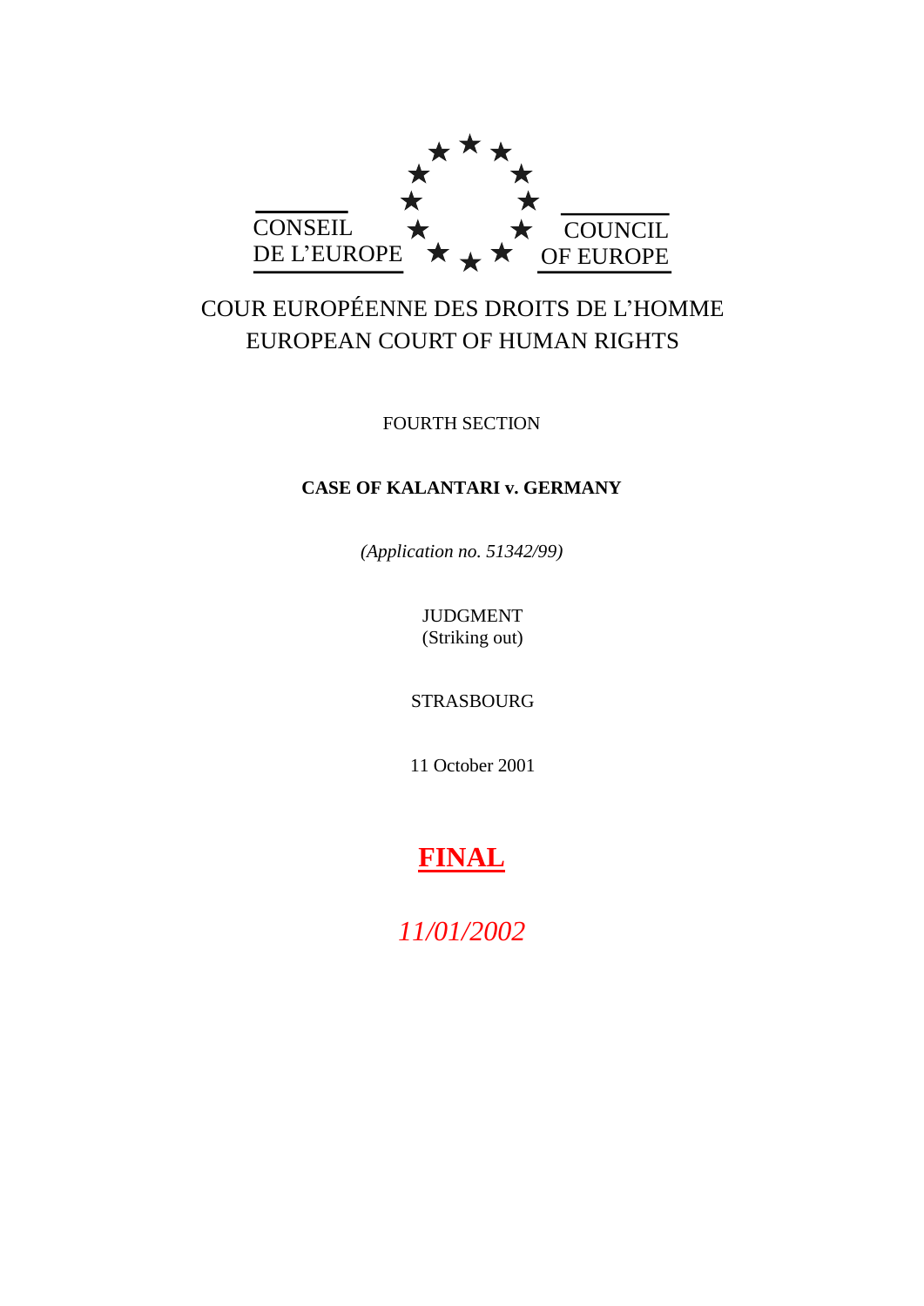CONSEIL DE L'EUROPE

COUNCIL OF EUROPE

COUR EUROPÉENNE DES DROITS DE L'HOMME
EUROPEAN COURT OF HUMAN RIGHTS

FOURTH SECTION

**CASE OF KALANTARI v. GERMANY**

*(Application no. 51342/99)*

JUDGMENT
(Striking out)

STRASBOURG

11 October 2001

**FINAL**

*11/01/2002*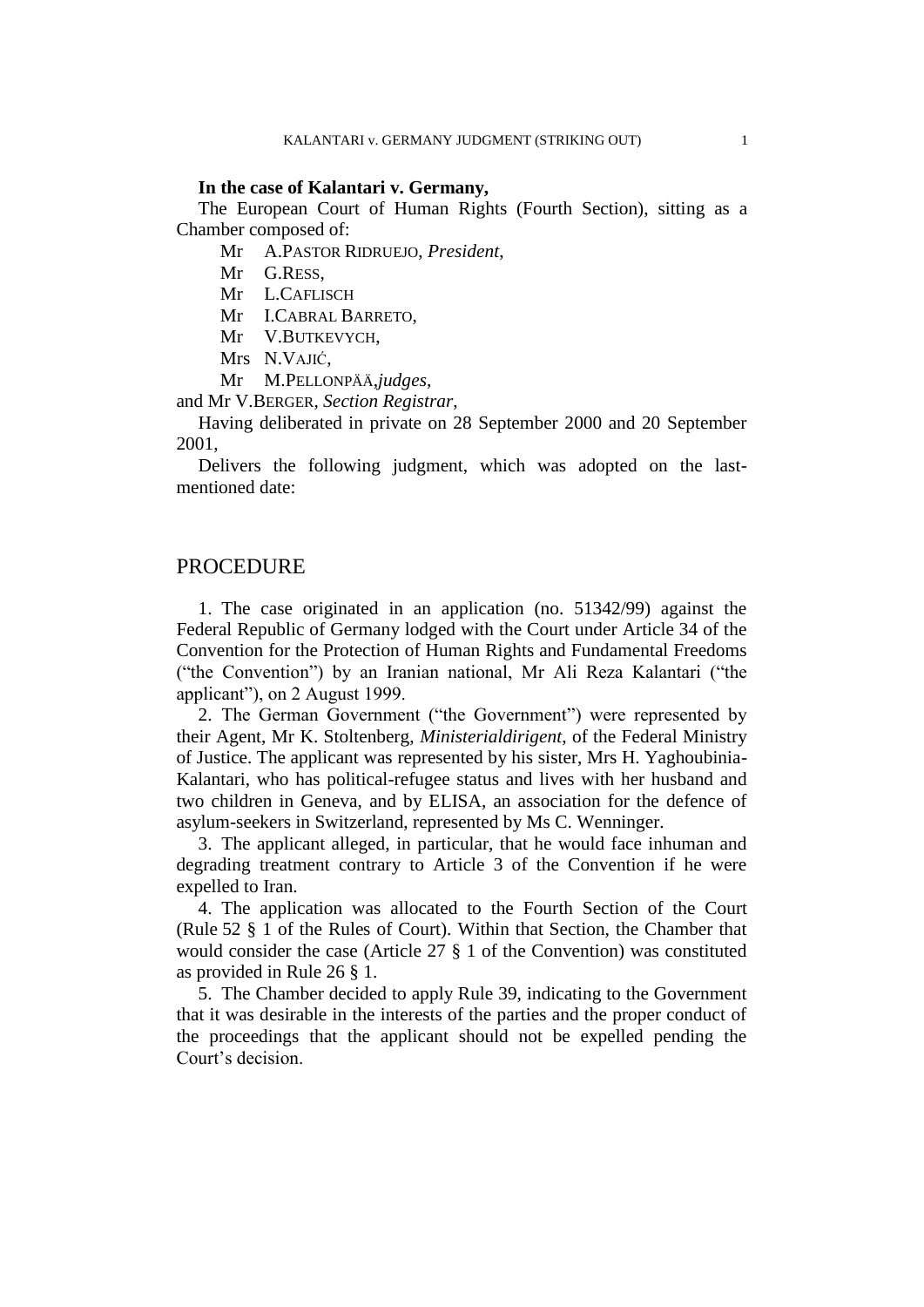**In the case of Kalantari v. Germany,**

The European Court of Human Rights (Fourth Section), sitting as a Chamber composed of:

Mr A.PASTOR RIDRUEJO, *President*,
Mr G.RESS,
Mr L.CAFLISCH
Mr I.CABRAL BARRETO,
Mr V.BUTKEVYCH,
Mrs N.VAJIĆ,
Mr M.PELLONPÄÄ,*judges*,

and Mr V.BERGER, *Section Registrar*,

Having deliberated in private on 28 September 2000 and 20 September 2001,

Delivers the following judgment, which was adopted on the last-mentioned date:

## PROCEDURE

1. The case originated in an application (no. 51342/99) against the Federal Republic of Germany lodged with the Court under Article 34 of the Convention for the Protection of Human Rights and Fundamental Freedoms ("the Convention") by an Iranian national, Mr Ali Reza Kalantari ("the applicant"), on 2 August 1999.

2. The German Government ("the Government") were represented by their Agent, Mr K. Stoltenberg, *Ministerialdirigent*, of the Federal Ministry of Justice. The applicant was represented by his sister, Mrs H. Yaghoubinia-Kalantari, who has political-refugee status and lives with her husband and two children in Geneva, and by ELISA, an association for the defence of asylum-seekers in Switzerland, represented by Ms C. Wenninger.

3. The applicant alleged, in particular, that he would face inhuman and degrading treatment contrary to Article 3 of the Convention if he were expelled to Iran.

4. The application was allocated to the Fourth Section of the Court (Rule 52 § 1 of the Rules of Court). Within that Section, the Chamber that would consider the case (Article 27 § 1 of the Convention) was constituted as provided in Rule 26 § 1.

5. The Chamber decided to apply Rule 39, indicating to the Government that it was desirable in the interests of the parties and the proper conduct of the proceedings that the applicant should not be expelled pending the Court's decision.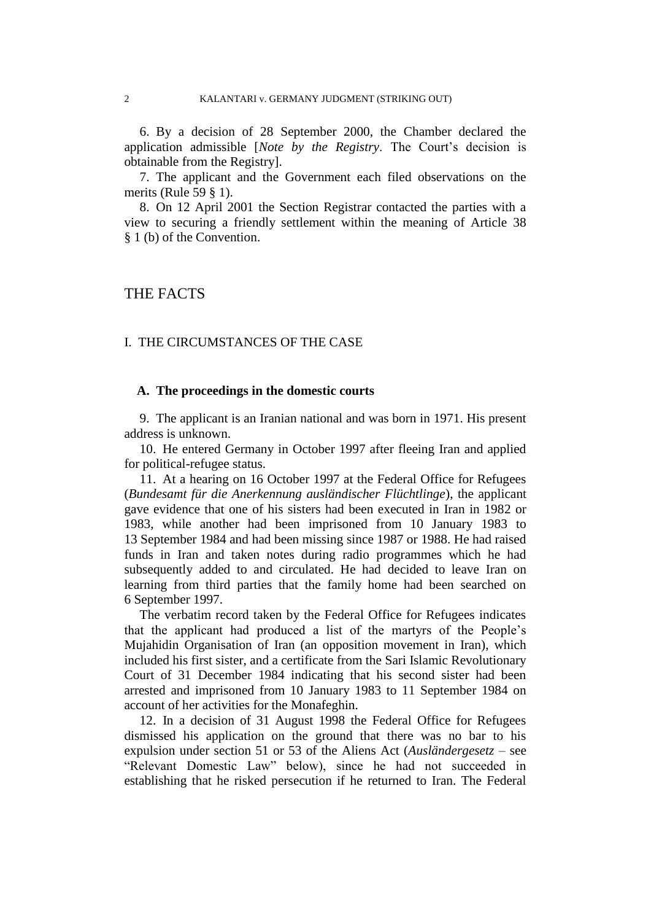6. By a decision of 28 September 2000, the Chamber declared the application admissible [*Note by the Registry*. The Court's decision is obtainable from the Registry].

7. The applicant and the Government each filed observations on the merits (Rule 59 § 1).

8. On 12 April 2001 the Section Registrar contacted the parties with a view to securing a friendly settlement within the meaning of Article 38 § 1 (b) of the Convention.

# THE FACTS

## I. THE CIRCUMSTANCES OF THE CASE

### A. The proceedings in the domestic courts

9. The applicant is an Iranian national and was born in 1971. His present address is unknown.

10. He entered Germany in October 1997 after fleeing Iran and applied for political-refugee status.

11. At a hearing on 16 October 1997 at the Federal Office for Refugees (*Bundesamt für die Anerkennung ausländischer Flüchtlinge*), the applicant gave evidence that one of his sisters had been executed in Iran in 1982 or 1983, while another had been imprisoned from 10 January 1983 to 13 September 1984 and had been missing since 1987 or 1988. He had raised funds in Iran and taken notes during radio programmes which he had subsequently added to and circulated. He had decided to leave Iran on learning from third parties that the family home had been searched on 6 September 1997.

The verbatim record taken by the Federal Office for Refugees indicates that the applicant had produced a list of the martyrs of the People's Mujahidin Organisation of Iran (an opposition movement in Iran), which included his first sister, and a certificate from the Sari Islamic Revolutionary Court of 31 December 1984 indicating that his second sister had been arrested and imprisoned from 10 January 1983 to 11 September 1984 on account of her activities for the Monafeghin.

12. In a decision of 31 August 1998 the Federal Office for Refugees dismissed his application on the ground that there was no bar to his expulsion under section 51 or 53 of the Aliens Act (*Ausländergesetz* – see "Relevant Domestic Law" below), since he had not succeeded in establishing that he risked persecution if he returned to Iran. The Federal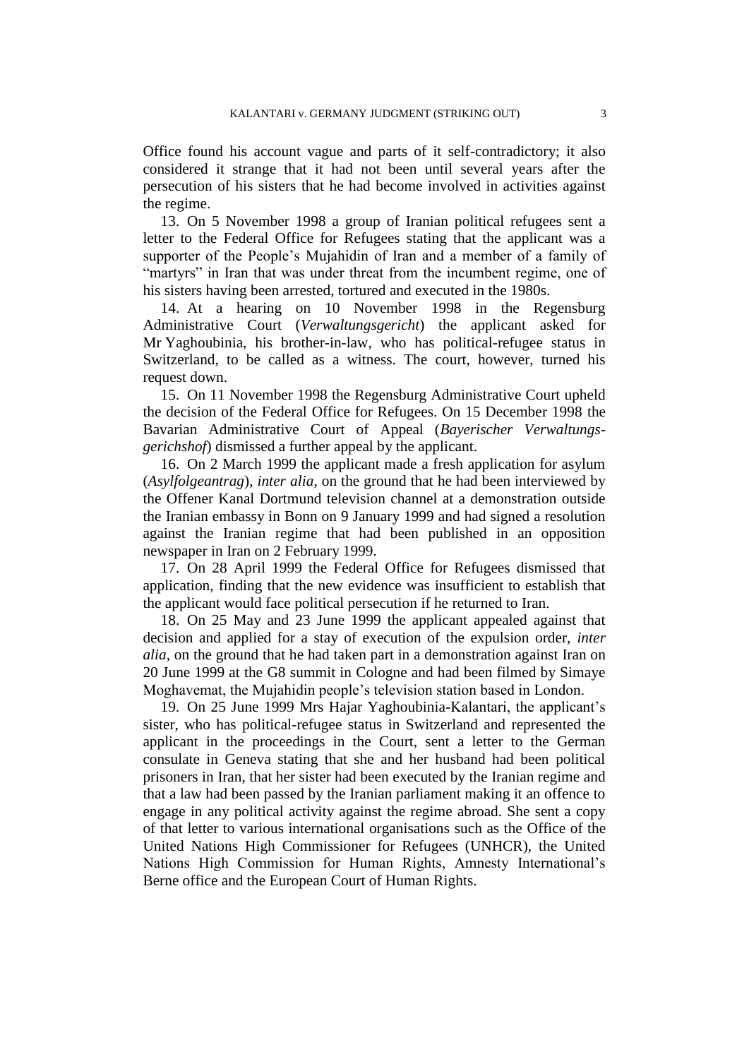Office found his account vague and parts of it self-contradictory; it also considered it strange that it had not been until several years after the persecution of his sisters that he had become involved in activities against the regime.

13. On 5 November 1998 a group of Iranian political refugees sent a letter to the Federal Office for Refugees stating that the applicant was a supporter of the People's Mujahidin of Iran and a member of a family of "martyrs" in Iran that was under threat from the incumbent regime, one of his sisters having been arrested, tortured and executed in the 1980s.

14. At a hearing on 10 November 1998 in the Regensburg Administrative Court (*Verwaltungsgericht*) the applicant asked for Mr Yaghoubinia, his brother-in-law, who has political-refugee status in Switzerland, to be called as a witness. The court, however, turned his request down.

15. On 11 November 1998 the Regensburg Administrative Court upheld the decision of the Federal Office for Refugees. On 15 December 1998 the Bavarian Administrative Court of Appeal (*Bayerischer Verwaltungsgerichshof*) dismissed a further appeal by the applicant.

16. On 2 March 1999 the applicant made a fresh application for asylum (*Asylfolgeantrag*), *inter alia*, on the ground that he had been interviewed by the Offener Kanal Dortmund television channel at a demonstration outside the Iranian embassy in Bonn on 9 January 1999 and had signed a resolution against the Iranian regime that had been published in an opposition newspaper in Iran on 2 February 1999.

17. On 28 April 1999 the Federal Office for Refugees dismissed that application, finding that the new evidence was insufficient to establish that the applicant would face political persecution if he returned to Iran.

18. On 25 May and 23 June 1999 the applicant appealed against that decision and applied for a stay of execution of the expulsion order, *inter alia*, on the ground that he had taken part in a demonstration against Iran on 20 June 1999 at the G8 summit in Cologne and had been filmed by Simaye Moghavemat, the Mujahidin people's television station based in London.

19. On 25 June 1999 Mrs Hajar Yaghoubinia-Kalantari, the applicant's sister, who has political-refugee status in Switzerland and represented the applicant in the proceedings in the Court, sent a letter to the German consulate in Geneva stating that she and her husband had been political prisoners in Iran, that her sister had been executed by the Iranian regime and that a law had been passed by the Iranian parliament making it an offence to engage in any political activity against the regime abroad. She sent a copy of that letter to various international organisations such as the Office of the United Nations High Commissioner for Refugees (UNHCR), the United Nations High Commission for Human Rights, Amnesty International's Berne office and the European Court of Human Rights.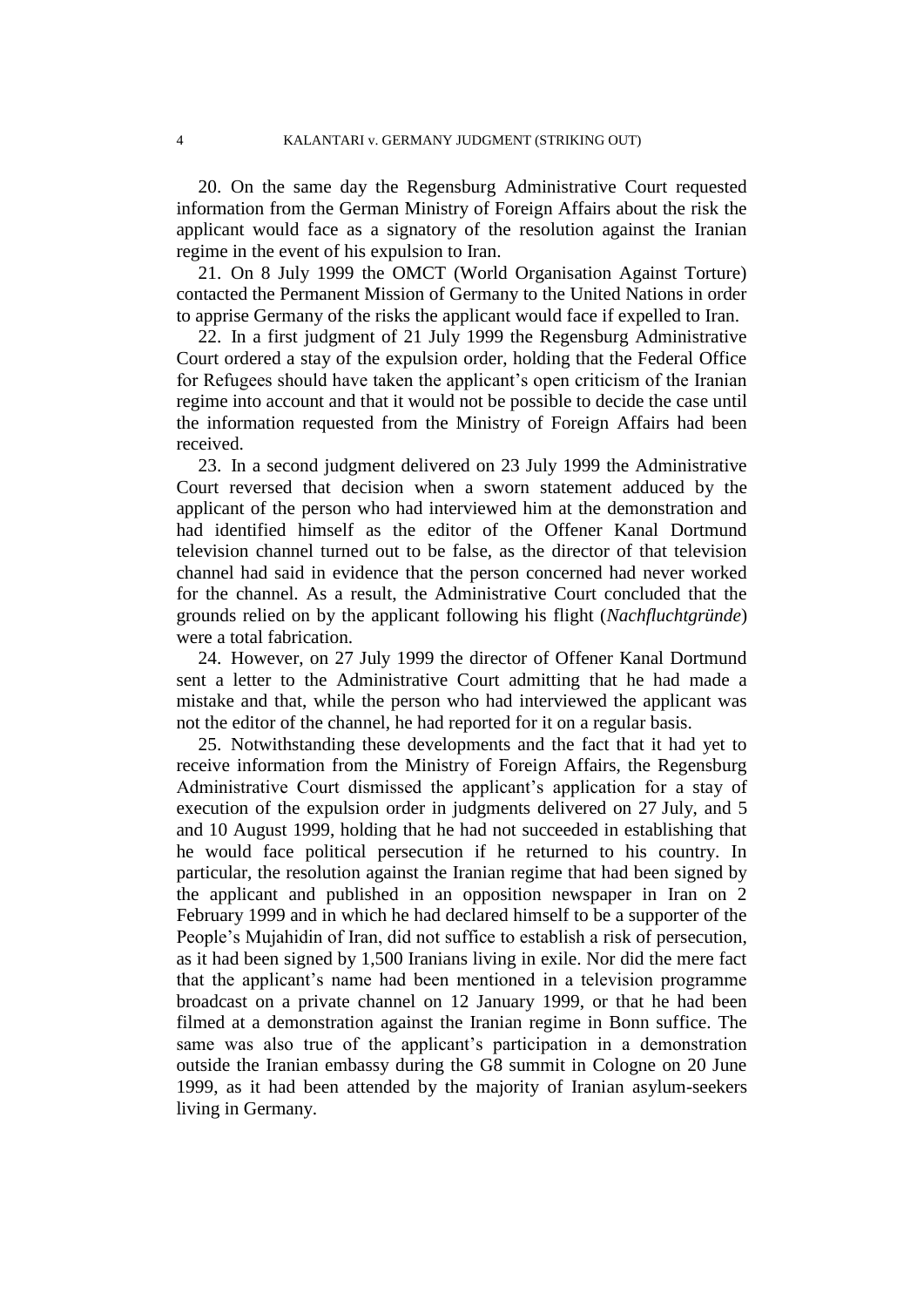20. On the same day the Regensburg Administrative Court requested information from the German Ministry of Foreign Affairs about the risk the applicant would face as a signatory of the resolution against the Iranian regime in the event of his expulsion to Iran.

21. On 8 July 1999 the OMCT (World Organisation Against Torture) contacted the Permanent Mission of Germany to the United Nations in order to apprise Germany of the risks the applicant would face if expelled to Iran.

22. In a first judgment of 21 July 1999 the Regensburg Administrative Court ordered a stay of the expulsion order, holding that the Federal Office for Refugees should have taken the applicant's open criticism of the Iranian regime into account and that it would not be possible to decide the case until the information requested from the Ministry of Foreign Affairs had been received.

23. In a second judgment delivered on 23 July 1999 the Administrative Court reversed that decision when a sworn statement adduced by the applicant of the person who had interviewed him at the demonstration and had identified himself as the editor of the Offener Kanal Dortmund television channel turned out to be false, as the director of that television channel had said in evidence that the person concerned had never worked for the channel. As a result, the Administrative Court concluded that the grounds relied on by the applicant following his flight (*Nachfluchtgründe*) were a total fabrication.

24. However, on 27 July 1999 the director of Offener Kanal Dortmund sent a letter to the Administrative Court admitting that he had made a mistake and that, while the person who had interviewed the applicant was not the editor of the channel, he had reported for it on a regular basis.

25. Notwithstanding these developments and the fact that it had yet to receive information from the Ministry of Foreign Affairs, the Regensburg Administrative Court dismissed the applicant's application for a stay of execution of the expulsion order in judgments delivered on 27 July, and 5 and 10 August 1999, holding that he had not succeeded in establishing that he would face political persecution if he returned to his country. In particular, the resolution against the Iranian regime that had been signed by the applicant and published in an opposition newspaper in Iran on 2 February 1999 and in which he had declared himself to be a supporter of the People's Mujahidin of Iran, did not suffice to establish a risk of persecution, as it had been signed by 1,500 Iranians living in exile. Nor did the mere fact that the applicant's name had been mentioned in a television programme broadcast on a private channel on 12 January 1999, or that he had been filmed at a demonstration against the Iranian regime in Bonn suffice. The same was also true of the applicant's participation in a demonstration outside the Iranian embassy during the G8 summit in Cologne on 20 June 1999, as it had been attended by the majority of Iranian asylum-seekers living in Germany.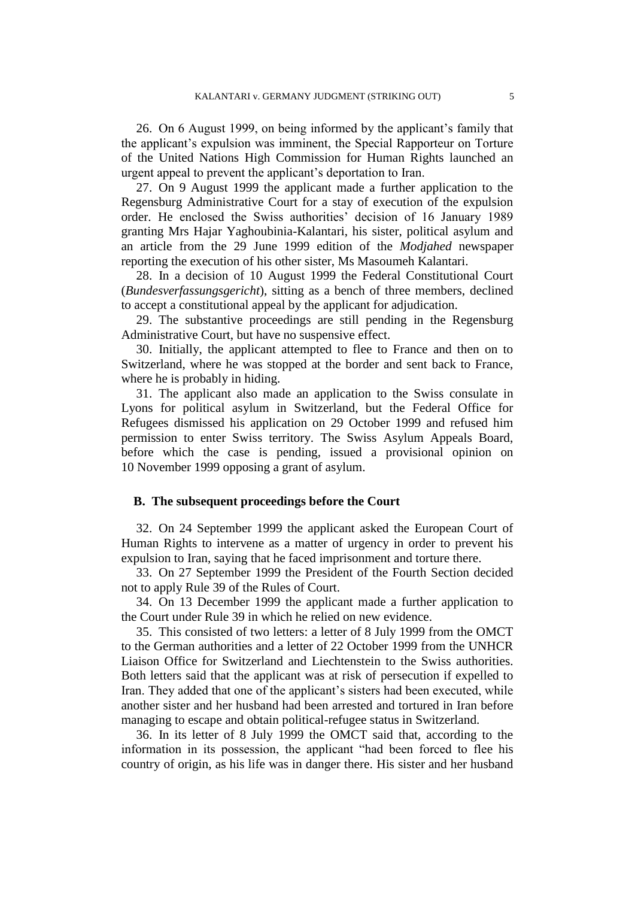26. On 6 August 1999, on being informed by the applicant's family that the applicant's expulsion was imminent, the Special Rapporteur on Torture of the United Nations High Commission for Human Rights launched an urgent appeal to prevent the applicant's deportation to Iran.

27. On 9 August 1999 the applicant made a further application to the Regensburg Administrative Court for a stay of execution of the expulsion order. He enclosed the Swiss authorities' decision of 16 January 1989 granting Mrs Hajar Yaghoubinia-Kalantari, his sister, political asylum and an article from the 29 June 1999 edition of the *Modjahed* newspaper reporting the execution of his other sister, Ms Masoumeh Kalantari.

28. In a decision of 10 August 1999 the Federal Constitutional Court (*Bundesverfassungsgericht*), sitting as a bench of three members, declined to accept a constitutional appeal by the applicant for adjudication.

29. The substantive proceedings are still pending in the Regensburg Administrative Court, but have no suspensive effect.

30. Initially, the applicant attempted to flee to France and then on to Switzerland, where he was stopped at the border and sent back to France, where he is probably in hiding.

31. The applicant also made an application to the Swiss consulate in Lyons for political asylum in Switzerland, but the Federal Office for Refugees dismissed his application on 29 October 1999 and refused him permission to enter Swiss territory. The Swiss Asylum Appeals Board, before which the case is pending, issued a provisional opinion on 10 November 1999 opposing a grant of asylum.

## B. The subsequent proceedings before the Court

32. On 24 September 1999 the applicant asked the European Court of Human Rights to intervene as a matter of urgency in order to prevent his expulsion to Iran, saying that he faced imprisonment and torture there.

33. On 27 September 1999 the President of the Fourth Section decided not to apply Rule 39 of the Rules of Court.

34. On 13 December 1999 the applicant made a further application to the Court under Rule 39 in which he relied on new evidence.

35. This consisted of two letters: a letter of 8 July 1999 from the OMCT to the German authorities and a letter of 22 October 1999 from the UNHCR Liaison Office for Switzerland and Liechtenstein to the Swiss authorities. Both letters said that the applicant was at risk of persecution if expelled to Iran. They added that one of the applicant's sisters had been executed, while another sister and her husband had been arrested and tortured in Iran before managing to escape and obtain political-refugee status in Switzerland.

36. In its letter of 8 July 1999 the OMCT said that, according to the information in its possession, the applicant "had been forced to flee his country of origin, as his life was in danger there. His sister and her husband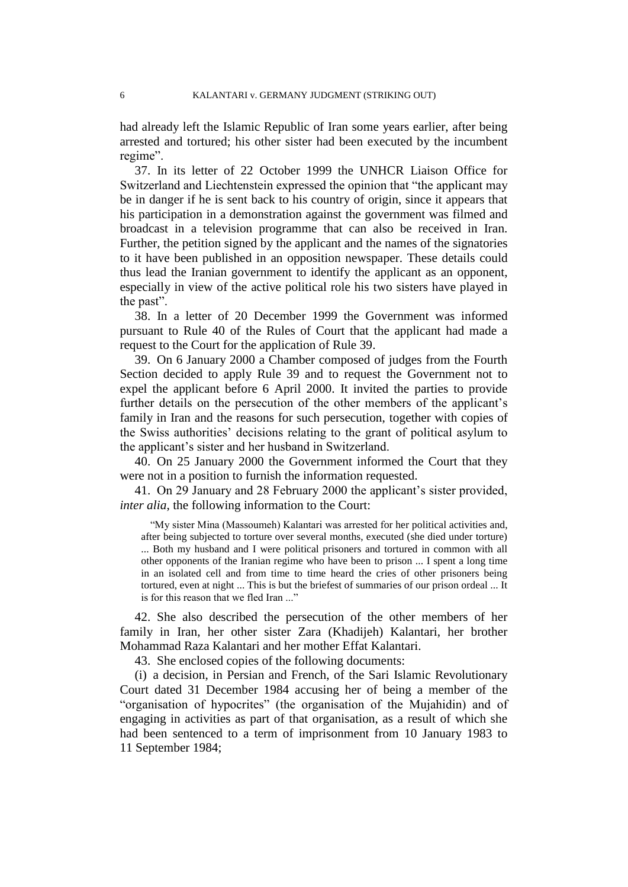had already left the Islamic Republic of Iran some years earlier, after being arrested and tortured; his other sister had been executed by the incumbent regime".

37. In its letter of 22 October 1999 the UNHCR Liaison Office for Switzerland and Liechtenstein expressed the opinion that "the applicant may be in danger if he is sent back to his country of origin, since it appears that his participation in a demonstration against the government was filmed and broadcast in a television programme that can also be received in Iran. Further, the petition signed by the applicant and the names of the signatories to it have been published in an opposition newspaper. These details could thus lead the Iranian government to identify the applicant as an opponent, especially in view of the active political role his two sisters have played in the past".

38. In a letter of 20 December 1999 the Government was informed pursuant to Rule 40 of the Rules of Court that the applicant had made a request to the Court for the application of Rule 39.

39. On 6 January 2000 a Chamber composed of judges from the Fourth Section decided to apply Rule 39 and to request the Government not to expel the applicant before 6 April 2000. It invited the parties to provide further details on the persecution of the other members of the applicant's family in Iran and the reasons for such persecution, together with copies of the Swiss authorities' decisions relating to the grant of political asylum to the applicant's sister and her husband in Switzerland.

40. On 25 January 2000 the Government informed the Court that they were not in a position to furnish the information requested.

41. On 29 January and 28 February 2000 the applicant's sister provided, *inter alia*, the following information to the Court:

> "My sister Mina (Massoumeh) Kalantari was arrested for her political activities and, after being subjected to torture over several months, executed (she died under torture) ... Both my husband and I were political prisoners and tortured in common with all other opponents of the Iranian regime who have been to prison ... I spent a long time in an isolated cell and from time to time heard the cries of other prisoners being tortured, even at night ... This is but the briefest of summaries of our prison ordeal ... It is for this reason that we fled Iran ..."

42. She also described the persecution of the other members of her family in Iran, her other sister Zara (Khadijeh) Kalantari, her brother Mohammad Raza Kalantari and her mother Effat Kalantari.

43. She enclosed copies of the following documents:

(i) a decision, in Persian and French, of the Sari Islamic Revolutionary Court dated 31 December 1984 accusing her of being a member of the "organisation of hypocrites" (the organisation of the Mujahidin) and of engaging in activities as part of that organisation, as a result of which she had been sentenced to a term of imprisonment from 10 January 1983 to 11 September 1984;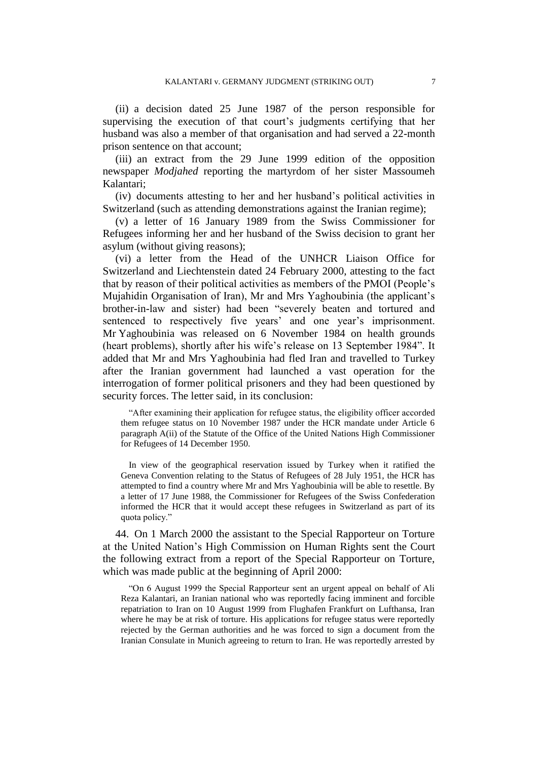(ii) a decision dated 25 June 1987 of the person responsible for supervising the execution of that court's judgments certifying that her husband was also a member of that organisation and had served a 22-month prison sentence on that account;

(iii) an extract from the 29 June 1999 edition of the opposition newspaper *Modjahed* reporting the martyrdom of her sister Massoumeh Kalantari;

(iv) documents attesting to her and her husband's political activities in Switzerland (such as attending demonstrations against the Iranian regime);

(v) a letter of 16 January 1989 from the Swiss Commissioner for Refugees informing her and her husband of the Swiss decision to grant her asylum (without giving reasons);

(vi) a letter from the Head of the UNHCR Liaison Office for Switzerland and Liechtenstein dated 24 February 2000, attesting to the fact that by reason of their political activities as members of the PMOI (People's Mujahidin Organisation of Iran), Mr and Mrs Yaghoubinia (the applicant's brother-in-law and sister) had been "severely beaten and tortured and sentenced to respectively five years' and one year's imprisonment. Mr Yaghoubinia was released on 6 November 1984 on health grounds (heart problems), shortly after his wife's release on 13 September 1984". It added that Mr and Mrs Yaghoubinia had fled Iran and travelled to Turkey after the Iranian government had launched a vast operation for the interrogation of former political prisoners and they had been questioned by security forces. The letter said, in its conclusion:

> "After examining their application for refugee status, the eligibility officer accorded them refugee status on 10 November 1987 under the HCR mandate under Article 6 paragraph A(ii) of the Statute of the Office of the United Nations High Commissioner for Refugees of 14 December 1950.
>
> In view of the geographical reservation issued by Turkey when it ratified the Geneva Convention relating to the Status of Refugees of 28 July 1951, the HCR has attempted to find a country where Mr and Mrs Yaghoubinia will be able to resettle. By a letter of 17 June 1988, the Commissioner for Refugees of the Swiss Confederation informed the HCR that it would accept these refugees in Switzerland as part of its quota policy."

44. On 1 March 2000 the assistant to the Special Rapporteur on Torture at the United Nation's High Commission on Human Rights sent the Court the following extract from a report of the Special Rapporteur on Torture, which was made public at the beginning of April 2000:

> "On 6 August 1999 the Special Rapporteur sent an urgent appeal on behalf of Ali Reza Kalantari, an Iranian national who was reportedly facing imminent and forcible repatriation to Iran on 10 August 1999 from Flughafen Frankfurt on Lufthansa, Iran where he may be at risk of torture. His applications for refugee status were reportedly rejected by the German authorities and he was forced to sign a document from the Iranian Consulate in Munich agreeing to return to Iran. He was reportedly arrested by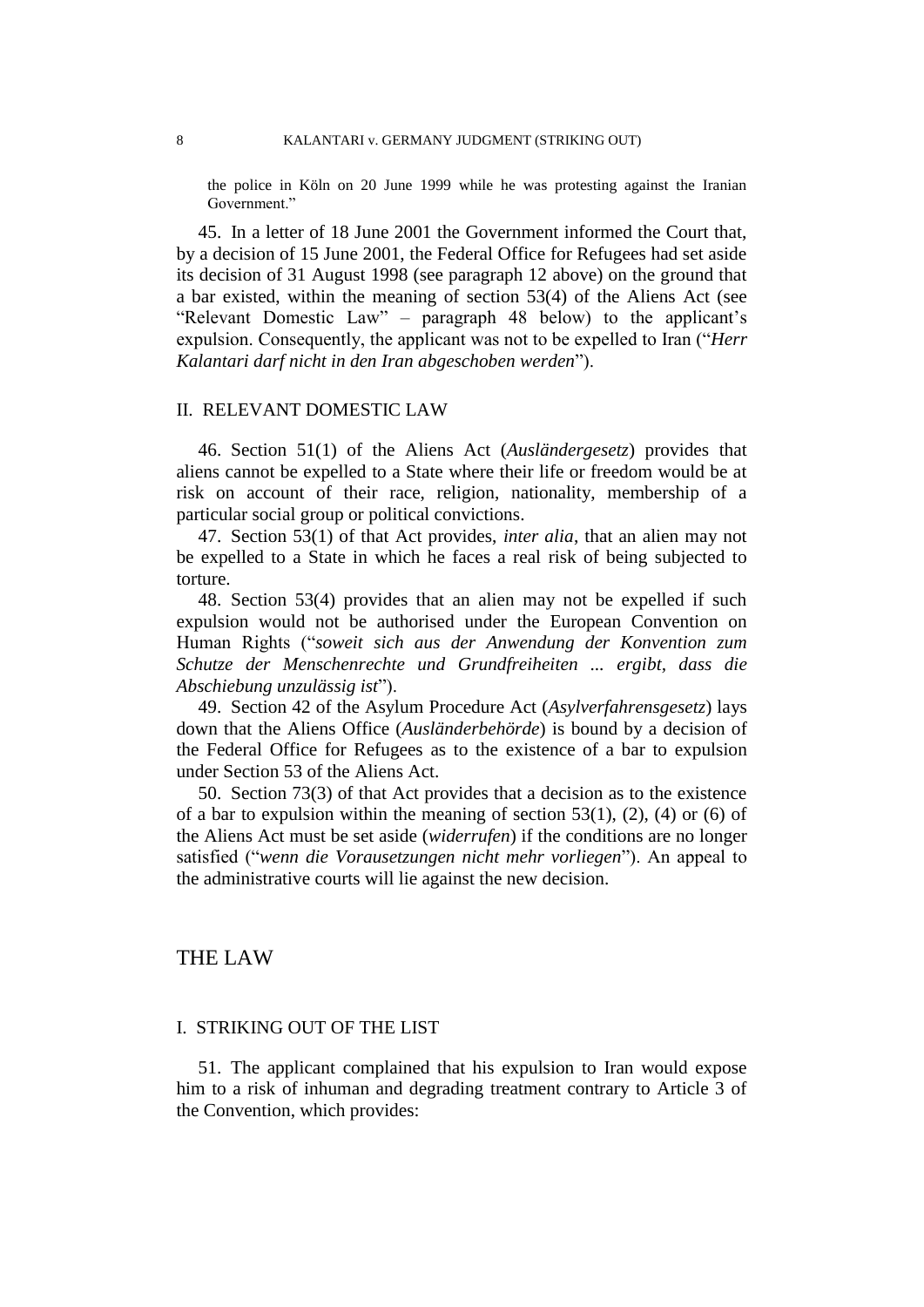the police in Köln on 20 June 1999 while he was protesting against the Iranian Government."

45. In a letter of 18 June 2001 the Government informed the Court that, by a decision of 15 June 2001, the Federal Office for Refugees had set aside its decision of 31 August 1998 (see paragraph 12 above) on the ground that a bar existed, within the meaning of section 53(4) of the Aliens Act (see "Relevant Domestic Law" – paragraph 48 below) to the applicant's expulsion. Consequently, the applicant was not to be expelled to Iran ("*Herr Kalantari darf nicht in den Iran abgeschoben werden*").

## II. RELEVANT DOMESTIC LAW

46. Section 51(1) of the Aliens Act (*Ausländergesetz*) provides that aliens cannot be expelled to a State where their life or freedom would be at risk on account of their race, religion, nationality, membership of a particular social group or political convictions.

47. Section 53(1) of that Act provides, *inter alia*, that an alien may not be expelled to a State in which he faces a real risk of being subjected to torture.

48. Section 53(4) provides that an alien may not be expelled if such expulsion would not be authorised under the European Convention on Human Rights ("*soweit sich aus der Anwendung der Konvention zum Schutze der Menschenrechte und Grundfreiheiten ... ergibt, dass die Abschiebung unzulässig ist*").

49. Section 42 of the Asylum Procedure Act (*Asylverfahrensgesetz*) lays down that the Aliens Office (*Ausländerbehörde*) is bound by a decision of the Federal Office for Refugees as to the existence of a bar to expulsion under Section 53 of the Aliens Act.

50. Section 73(3) of that Act provides that a decision as to the existence of a bar to expulsion within the meaning of section 53(1), (2), (4) or (6) of the Aliens Act must be set aside (*widerrufen*) if the conditions are no longer satisfied ("*wenn die Voraussetzungen nicht mehr vorliegen*"). An appeal to the administrative courts will lie against the new decision.

# THE LAW

## I. STRIKING OUT OF THE LIST

51. The applicant complained that his expulsion to Iran would expose him to a risk of inhuman and degrading treatment contrary to Article 3 of the Convention, which provides: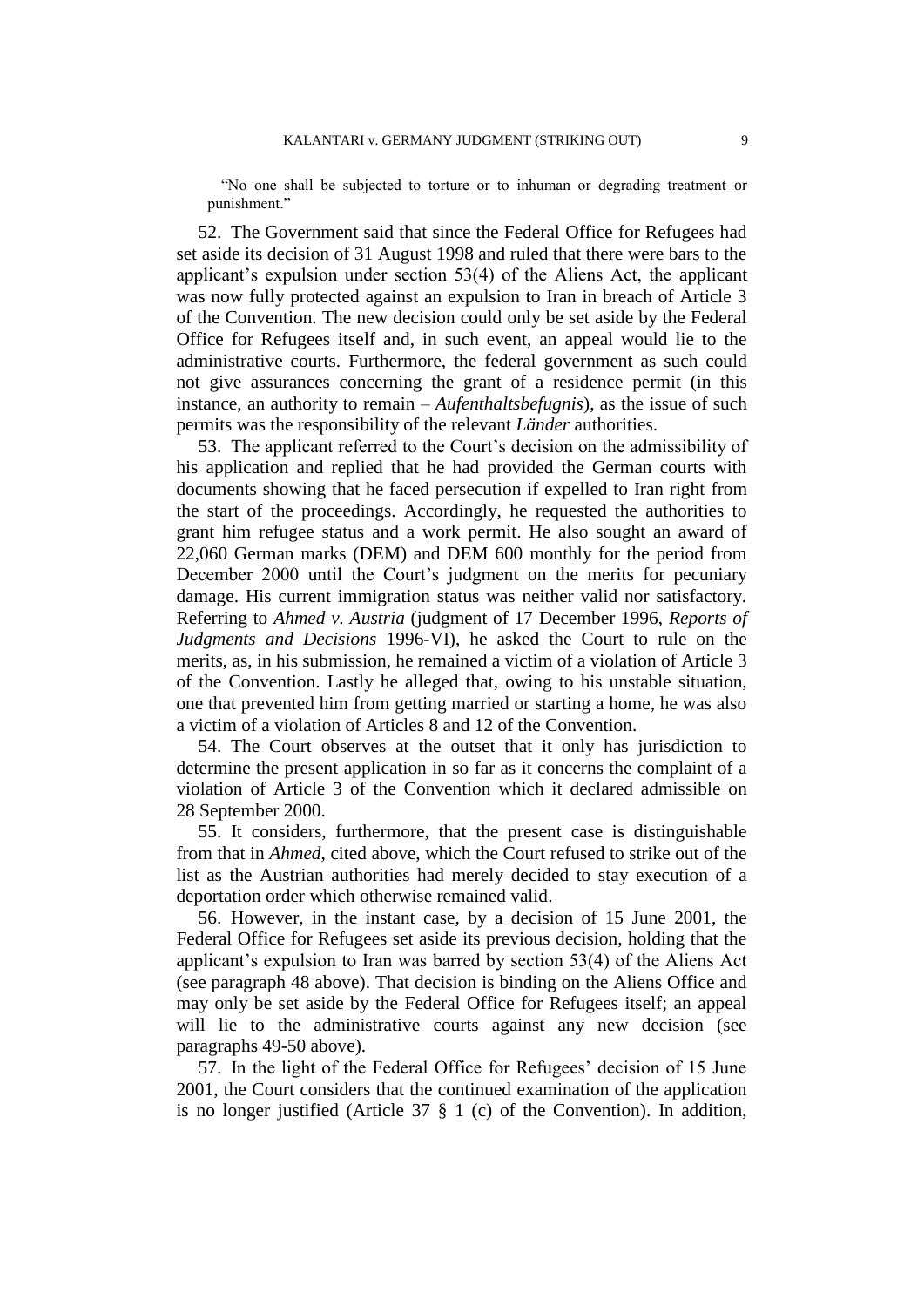"No one shall be subjected to torture or to inhuman or degrading treatment or punishment."

52. The Government said that since the Federal Office for Refugees had set aside its decision of 31 August 1998 and ruled that there were bars to the applicant's expulsion under section 53(4) of the Aliens Act, the applicant was now fully protected against an expulsion to Iran in breach of Article 3 of the Convention. The new decision could only be set aside by the Federal Office for Refugees itself and, in such event, an appeal would lie to the administrative courts. Furthermore, the federal government as such could not give assurances concerning the grant of a residence permit (in this instance, an authority to remain – *Aufenthaltsbefugnis*), as the issue of such permits was the responsibility of the relevant *Länder* authorities.

53. The applicant referred to the Court's decision on the admissibility of his application and replied that he had provided the German courts with documents showing that he faced persecution if expelled to Iran right from the start of the proceedings. Accordingly, he requested the authorities to grant him refugee status and a work permit. He also sought an award of 22,060 German marks (DEM) and DEM 600 monthly for the period from December 2000 until the Court's judgment on the merits for pecuniary damage. His current immigration status was neither valid nor satisfactory. Referring to *Ahmed v. Austria* (judgment of 17 December 1996, *Reports of Judgments and Decisions* 1996-VI), he asked the Court to rule on the merits, as, in his submission, he remained a victim of a violation of Article 3 of the Convention. Lastly he alleged that, owing to his unstable situation, one that prevented him from getting married or starting a home, he was also a victim of a violation of Articles 8 and 12 of the Convention.

54. The Court observes at the outset that it only has jurisdiction to determine the present application in so far as it concerns the complaint of a violation of Article 3 of the Convention which it declared admissible on 28 September 2000.

55. It considers, furthermore, that the present case is distinguishable from that in *Ahmed*, cited above, which the Court refused to strike out of the list as the Austrian authorities had merely decided to stay execution of a deportation order which otherwise remained valid.

56. However, in the instant case, by a decision of 15 June 2001, the Federal Office for Refugees set aside its previous decision, holding that the applicant's expulsion to Iran was barred by section 53(4) of the Aliens Act (see paragraph 48 above). That decision is binding on the Aliens Office and may only be set aside by the Federal Office for Refugees itself; an appeal will lie to the administrative courts against any new decision (see paragraphs 49-50 above).

57. In the light of the Federal Office for Refugees' decision of 15 June 2001, the Court considers that the continued examination of the application is no longer justified (Article 37 § 1 (c) of the Convention). In addition,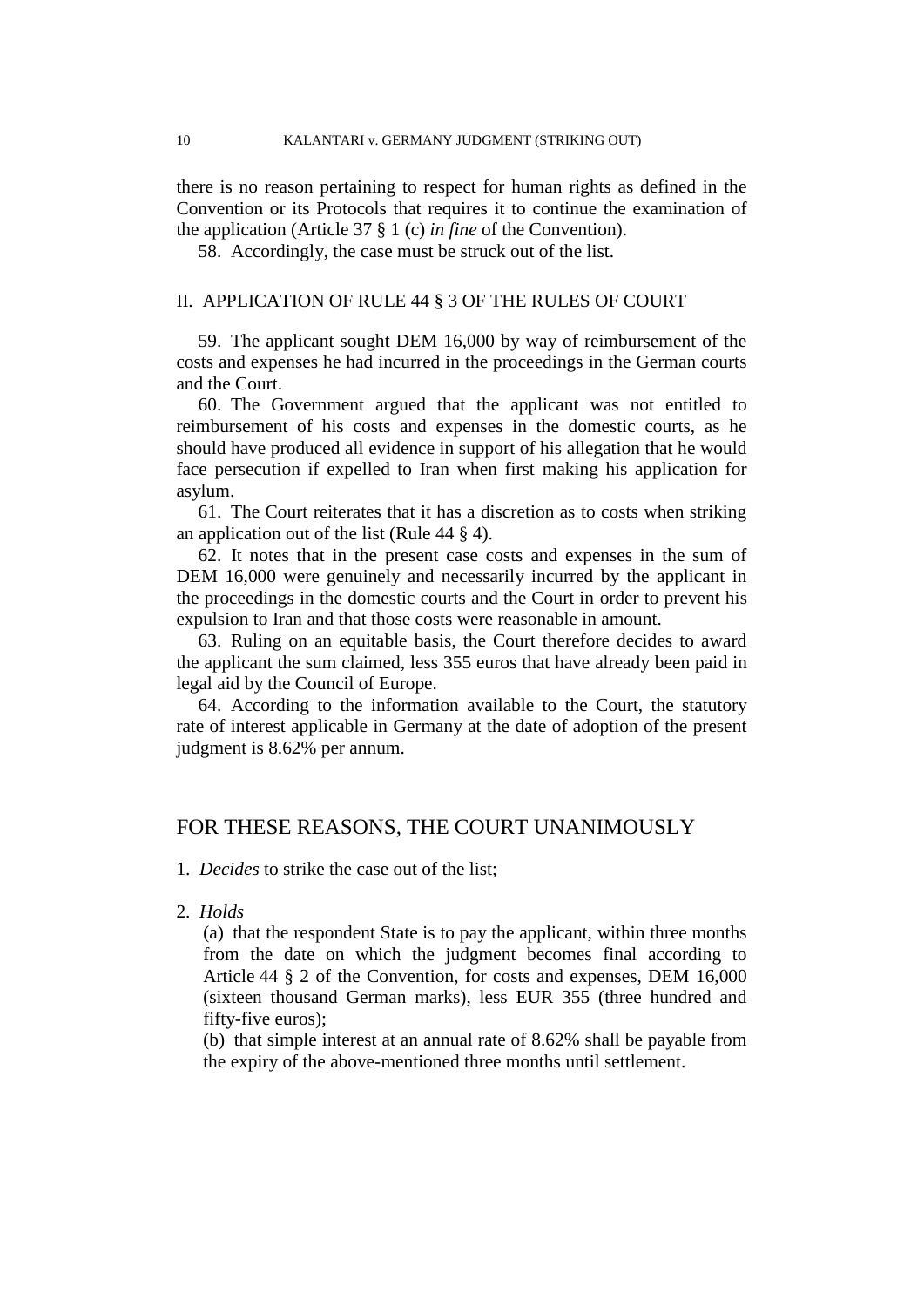there is no reason pertaining to respect for human rights as defined in the Convention or its Protocols that requires it to continue the examination of the application (Article 37 § 1 (c) *in fine* of the Convention).

58. Accordingly, the case must be struck out of the list.

## II. APPLICATION OF RULE 44 § 3 OF THE RULES OF COURT

59. The applicant sought DEM 16,000 by way of reimbursement of the costs and expenses he had incurred in the proceedings in the German courts and the Court.

60. The Government argued that the applicant was not entitled to reimbursement of his costs and expenses in the domestic courts, as he should have produced all evidence in support of his allegation that he would face persecution if expelled to Iran when first making his application for asylum.

61. The Court reiterates that it has a discretion as to costs when striking an application out of the list (Rule 44 § 4).

62. It notes that in the present case costs and expenses in the sum of DEM 16,000 were genuinely and necessarily incurred by the applicant in the proceedings in the domestic courts and the Court in order to prevent his expulsion to Iran and that those costs were reasonable in amount.

63. Ruling on an equitable basis, the Court therefore decides to award the applicant the sum claimed, less 355 euros that have already been paid in legal aid by the Council of Europe.

64. According to the information available to the Court, the statutory rate of interest applicable in Germany at the date of adoption of the present judgment is 8.62% per annum.

## FOR THESE REASONS, THE COURT UNANIMOUSLY

1. *Decides* to strike the case out of the list;

2. *Holds*
   (a) that the respondent State is to pay the applicant, within three months from the date on which the judgment becomes final according to Article 44 § 2 of the Convention, for costs and expenses, DEM 16,000 (sixteen thousand German marks), less EUR 355 (three hundred and fifty-five euros);
   (b) that simple interest at an annual rate of 8.62% shall be payable from the expiry of the above-mentioned three months until settlement.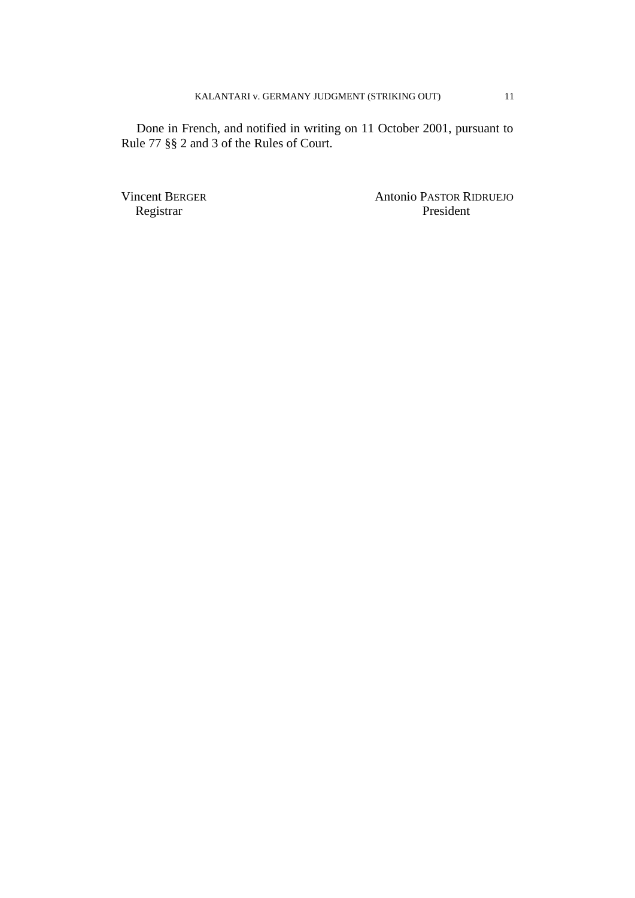Done in French, and notified in writing on 11 October 2001, pursuant to Rule 77 §§ 2 and 3 of the Rules of Court.

| | |
|---|---|
| Vincent BERGER | Antonio PASTOR RIDRUEJO |
| Registrar | President |